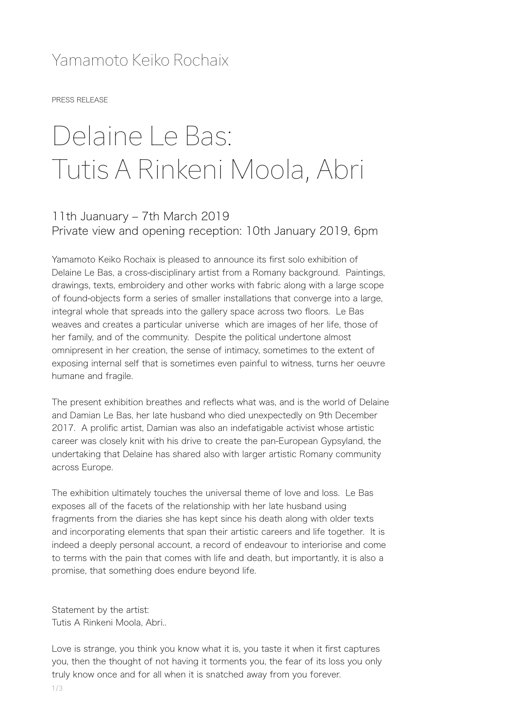Yamamoto Keiko Rochaix

PRESS RELEASE

# Delaine Le Bas: Tutis A Rinkeni Moola, Abri

## 11th Juanuary – 7th March 2019
## Private view and opening reception: 10th January 2019, 6pm

Yamamoto Keiko Rochaix is pleased to announce its first solo exhibition of Delaine Le Bas, a cross-disciplinary artist from a Romany background. Paintings, drawings, texts, embroidery and other works with fabric along with a large scope of found-objects form a series of smaller installations that converge into a large, integral whole that spreads into the gallery space across two floors. Le Bas weaves and creates a particular universe which are images of her life, those of her family, and of the community. Despite the political undertone almost omnipresent in her creation, the sense of intimacy, sometimes to the extent of exposing internal self that is sometimes even painful to witness, turns her oeuvre humane and fragile.

The present exhibition breathes and reflects what was, and is the world of Delaine and Damian Le Bas, her late husband who died unexpectedly on 9th December 2017. A prolific artist, Damian was also an indefatigable activist whose artistic career was closely knit with his drive to create the pan-European Gypsyland, the undertaking that Delaine has shared also with larger artistic Romany community across Europe.

The exhibition ultimately touches the universal theme of love and loss. Le Bas exposes all of the facets of the relationship with her late husband using fragments from the diaries she has kept since his death along with older texts and incorporating elements that span their artistic careers and life together. It is indeed a deeply personal account, a record of endeavour to interiorise and come to terms with the pain that comes with life and death, but importantly, it is also a promise, that something does endure beyond life.

Statement by the artist:
Tutis A Rinkeni Moola, Abri..

Love is strange, you think you know what it is, you taste it when it first captures you, then the thought of not having it torments you, the fear of its loss you only truly know once and for all when it is snatched away from you forever.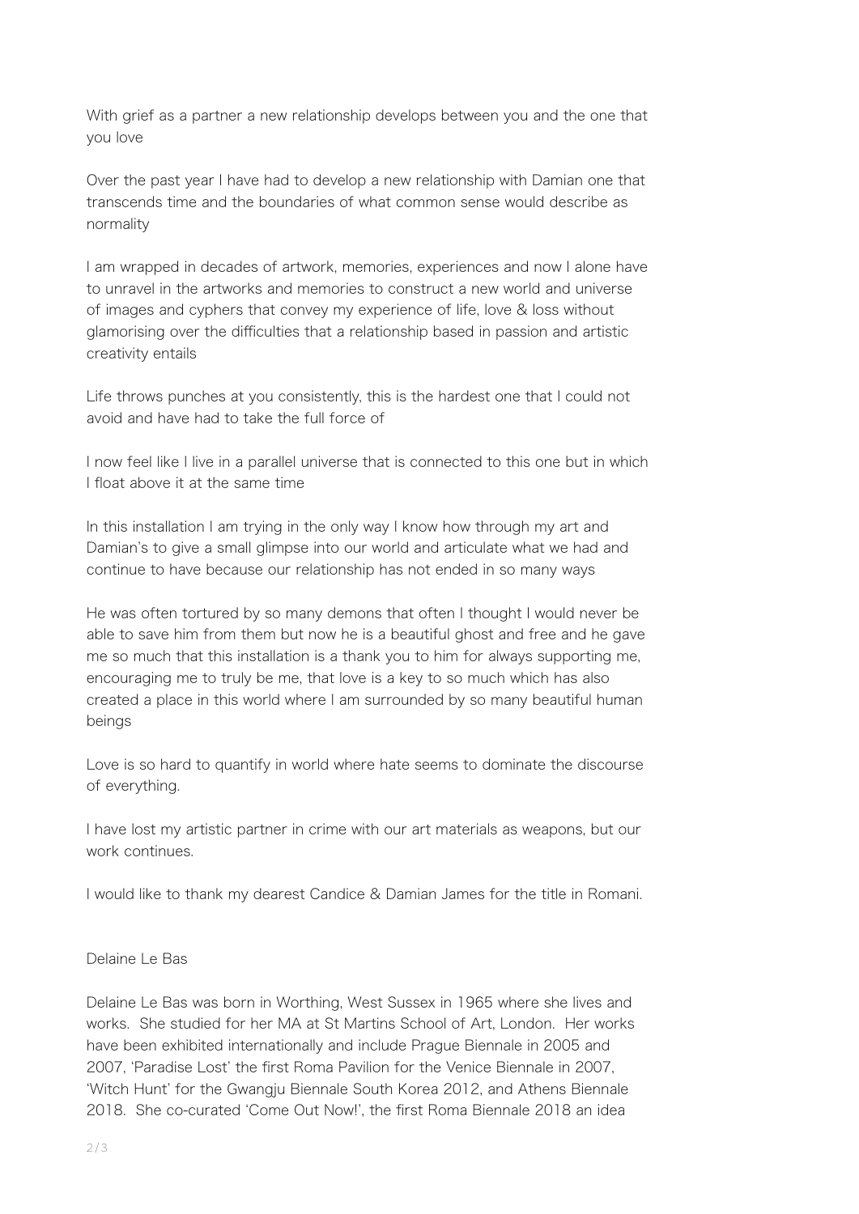With grief as a partner a new relationship develops between you and the one that you love

Over the past year I have had to develop a new relationship with Damian one that transcends time and the boundaries of what common sense would describe as normality

I am wrapped in decades of artwork, memories, experiences and now I alone have to unravel in the artworks and memories to construct a new world and universe of images and cyphers that convey my experience of life, love & loss without glamorising over the difficulties that a relationship based in passion and artistic creativity entails

Life throws punches at you consistently, this is the hardest one that I could not avoid and have had to take the full force of

I now feel like I live in a parallel universe that is connected to this one but in which I float above it at the same time

In this installation I am trying in the only way I know how through my art and Damian's to give a small glimpse into our world and articulate what we had and continue to have because our relationship has not ended in so many ways

He was often tortured by so many demons that often I thought I would never be able to save him from them but now he is a beautiful ghost and free and he gave me so much that this installation is a thank you to him for always supporting me, encouraging me to truly be me, that love is a key to so much which has also created a place in this world where I am surrounded by so many beautiful human beings

Love is so hard to quantify in world where hate seems to dominate the discourse of everything.

I have lost my artistic partner in crime with our art materials as weapons, but our work continues.

I would like to thank my dearest Candice & Damian James for the title in Romani.

Delaine Le Bas

Delaine Le Bas was born in Worthing, West Sussex in 1965 where she lives and works. She studied for her MA at St Martins School of Art, London. Her works have been exhibited internationally and include Prague Biennale in 2005 and 2007, 'Paradise Lost' the first Roma Pavilion for the Venice Biennale in 2007, 'Witch Hunt' for the Gwangju Biennale South Korea 2012, and Athens Biennale 2018. She co-curated 'Come Out Now!', the first Roma Biennale 2018 an idea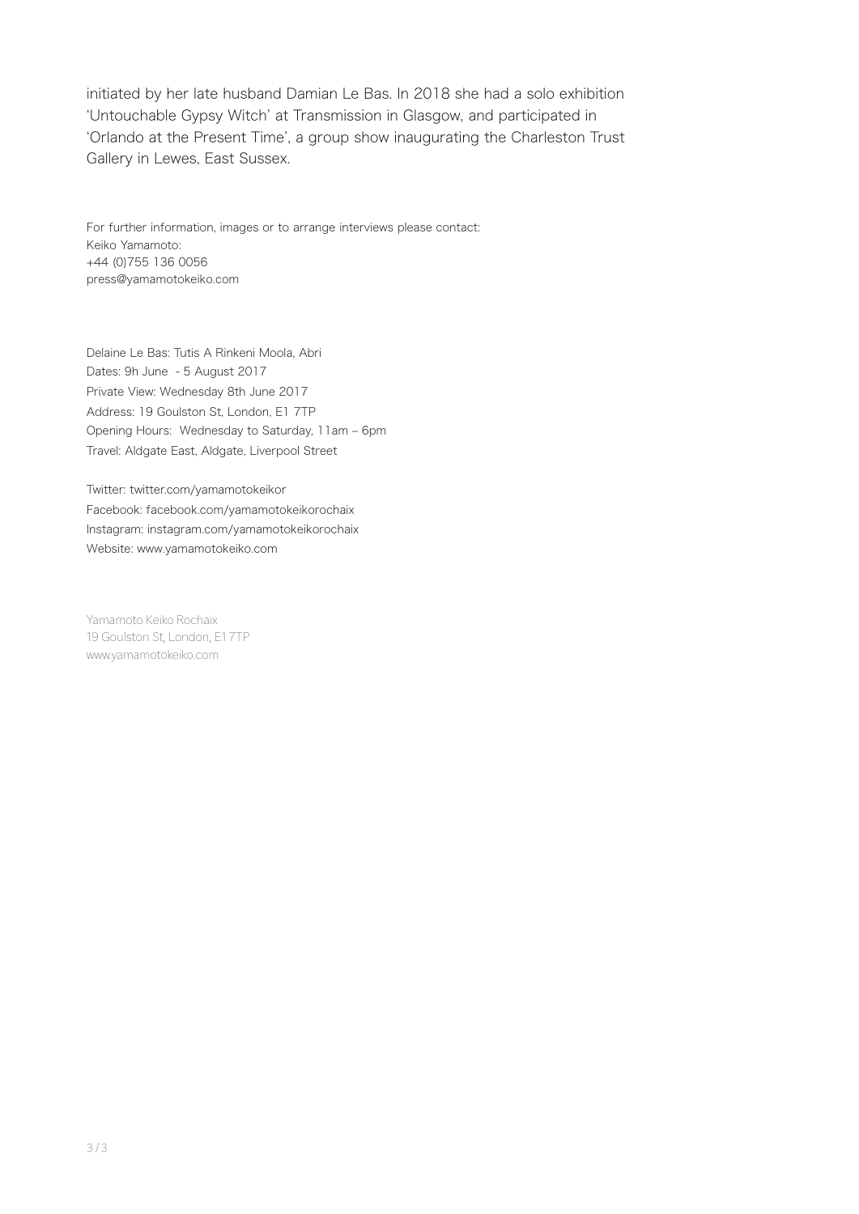initiated by her late husband Damian Le Bas. In 2018 she had a solo exhibition 'Untouchable Gypsy Witch' at Transmission in Glasgow, and participated in 'Orlando at the Present Time', a group show inaugurating the Charleston Trust Gallery in Lewes, East Sussex.

For further information, images or to arrange interviews please contact:
Keiko Yamamoto:
+44 (0)755 136 0056
press@yamamotokeiko.com

Delaine Le Bas: Tutis A Rinkeni Moola, Abri
Dates: 9h June - 5 August 2017
Private View: Wednesday 8th June 2017
Address: 19 Goulston St, London, E1 7TP
Opening Hours: Wednesday to Saturday, 11am – 6pm
Travel: Aldgate East, Aldgate, Liverpool Street

Twitter: twitter.com/yamamotokeikor
Facebook: facebook.com/yamamotokeikorochaix
Instagram: instagram.com/yamamotokeikorochaix
Website: www.yamamotokeiko.com

Yamamoto Keiko Rochaix
19 Goulston St, London, E17TP
www.yamamotokeiko.com